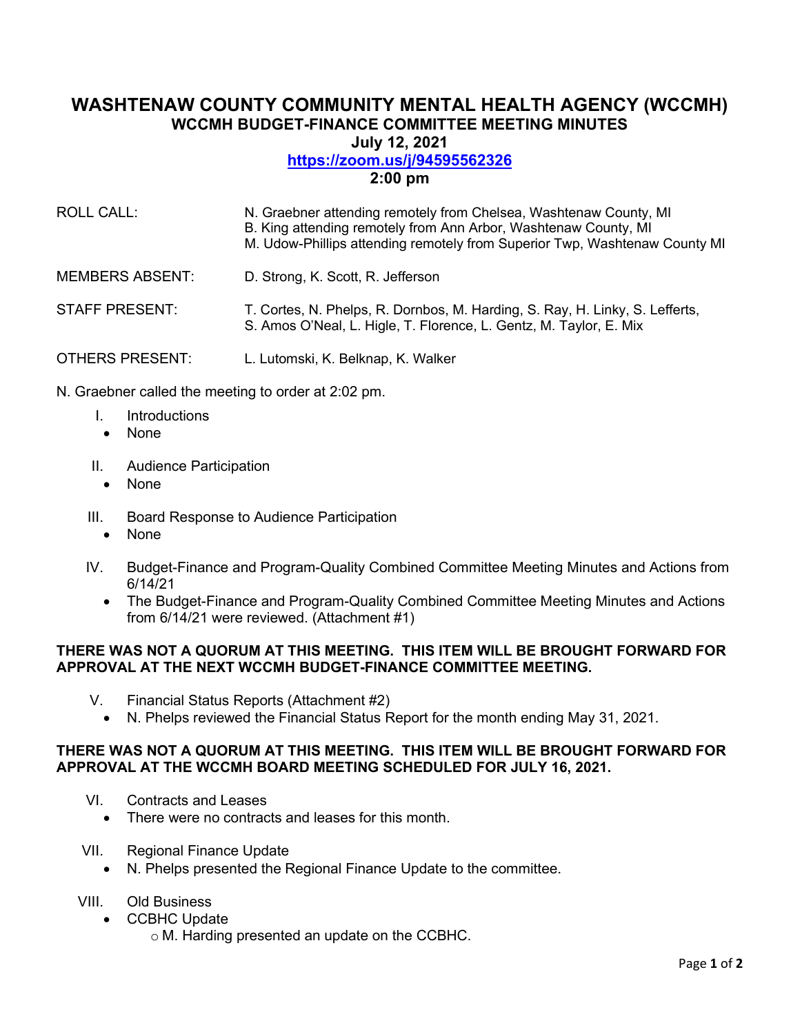# WASHTENAW COUNTY COMMUNITY MENTAL HEALTH AGENCY (WCCMH)

## WCCMH BUDGET-FINANCE COMMITTEE MEETING MINUTES

**July 12, 2021**

**https://zoom.us/j/94595562326**

**2:00 pm**

ROLL CALL: N. Graebner attending remotely from Chelsea, Washtenaw County, MI
B. King attending remotely from Ann Arbor, Washtenaw County, MI
M. Udow-Phillips attending remotely from Superior Twp, Washtenaw County MI

MEMBERS ABSENT: D. Strong, K. Scott, R. Jefferson

STAFF PRESENT: T. Cortes, N. Phelps, R. Dornbos, M. Harding, S. Ray, H. Linky, S. Lefferts, S. Amos O'Neal, L. Higle, T. Florence, L. Gentz, M. Taylor, E. Mix

OTHERS PRESENT: L. Lutomski, K. Belknap, K. Walker

N. Graebner called the meeting to order at 2:02 pm.

I. Introductions
   - None

II. Audience Participation
   - None

III. Board Response to Audience Participation
   - None

IV. Budget-Finance and Program-Quality Combined Committee Meeting Minutes and Actions from 6/14/21
   - The Budget-Finance and Program-Quality Combined Committee Meeting Minutes and Actions from 6/14/21 were reviewed. (Attachment #1)

**THERE WAS NOT A QUORUM AT THIS MEETING. THIS ITEM WILL BE BROUGHT FORWARD FOR APPROVAL AT THE NEXT WCCMH BUDGET-FINANCE COMMITTEE MEETING.**

V. Financial Status Reports (Attachment #2)
   - N. Phelps reviewed the Financial Status Report for the month ending May 31, 2021.

**THERE WAS NOT A QUORUM AT THIS MEETING. THIS ITEM WILL BE BROUGHT FORWARD FOR APPROVAL AT THE WCCMH BOARD MEETING SCHEDULED FOR JULY 16, 2021.**

VI. Contracts and Leases
   - There were no contracts and leases for this month.

VII. Regional Finance Update
   - N. Phelps presented the Regional Finance Update to the committee.

VIII. Old Business
   - CCBHC Update
     - M. Harding presented an update on the CCBHC.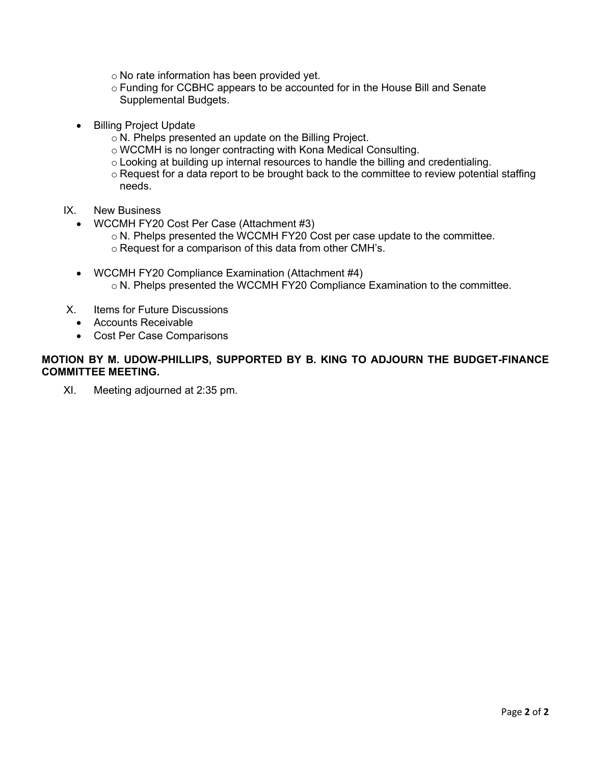- No rate information has been provided yet.
  - Funding for CCBHC appears to be accounted for in the House Bill and Senate Supplemental Budgets.

- Billing Project Update
  - N. Phelps presented an update on the Billing Project.
  - WCCMH is no longer contracting with Kona Medical Consulting.
  - Looking at building up internal resources to handle the billing and credentialing.
  - Request for a data report to be brought back to the committee to review potential staffing needs.

IX. New Business

- WCCMH FY20 Cost Per Case (Attachment #3)
  - N. Phelps presented the WCCMH FY20 Cost per case update to the committee.
  - Request for a comparison of this data from other CMH's.

- WCCMH FY20 Compliance Examination (Attachment #4)
  - N. Phelps presented the WCCMH FY20 Compliance Examination to the committee.

X. Items for Future Discussions

- Accounts Receivable
- Cost Per Case Comparisons

**MOTION BY M. UDOW-PHILLIPS, SUPPORTED BY B. KING TO ADJOURN THE BUDGET-FINANCE COMMITTEE MEETING.**

XI. Meeting adjourned at 2:35 pm.